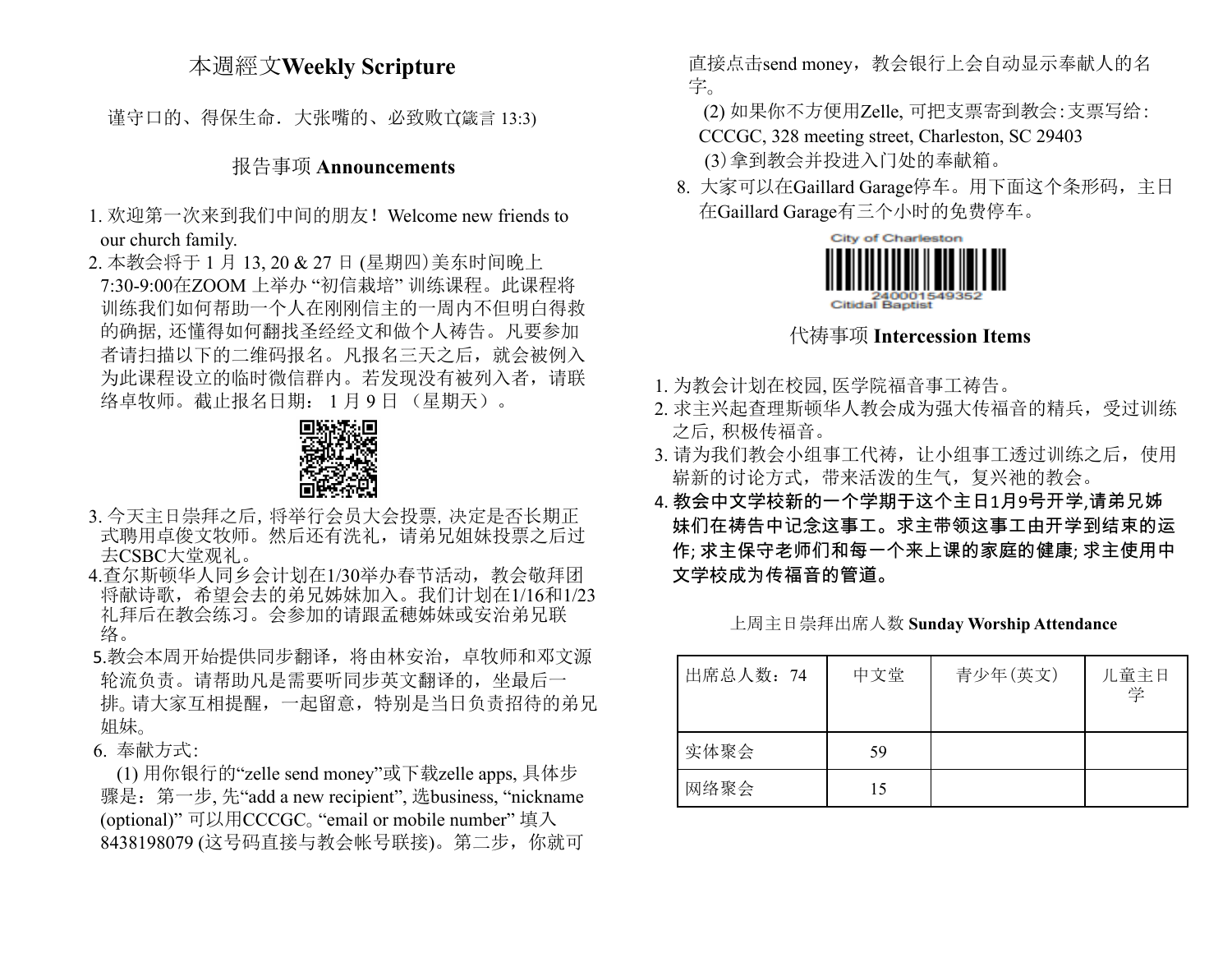## 本週經文Weekly Scripture

谨守口的、得保生命．大张嘴的、必致败亡(箴言 13:3)

## 报告事项 Announcements

1. 欢迎第一次来到我们中间的朋友！ Welcome new friends to our church family.
2. 本教会将于 1 月 13, 20 & 27 日 (星期四）美东时间晚上 7:30-9:00在ZOOM 上举办 "初信栽培" 训练课程。此课程将训练我们如何帮助一个人在刚刚信主的一周内不但明白得救的确据, 还懂得如何翻找圣经经文和做个人祷告。凡要参加者请扫描以下的二维码报名。凡报名三天之后，就会被例入为此课程设立的临时微信群内。若发现没有被列入者，请联络卓牧师。截止报名日期： 1 月 9 日 （星期天）。
3. 今天主日崇拜之后, 将举行会员大会投票, 决定是否长期正式聘用卓俊文牧师。然后还有洗礼，请弟兄姐妹投票之后过去CSBC大堂观礼。
4. 查尔斯顿华人同乡会计划在1/30举办春节活动，教会敬拜团将献诗歌，希望会去的弟兄姊妹加入。我们计划在1/16和1/23礼拜后在教会练习。会参加的请跟孟穗姊妹或安治弟兄联络。
5. 教会本周开始提供同步翻译，将由林安治，卓牧师和邓文源轮流负责。请帮助凡是需要听同步英文翻译的，坐最后一排。请大家互相提醒，一起留意，特别是当日负责招待的弟兄姐妹。
6. 奉献方式:

   (1) 用你银行的"zelle send money"或下载zelle apps, 具体步骤是：第一步, 先"add a new recipient", 选business, "nickname (optional)" 可以用CCCGC。"email or mobile number" 填入 8438198079 (这号码直接与教会帐号联接)。第二步，你就可直接点击send money，教会银行上会自动显示奉献人的名字。

   (2) 如果你不方便用Zelle, 可把支票寄到教会: 支票写给: CCCGC, 328 meeting street, Charleston, SC 29403

   (3) 拿到教会并投进入门处的奉献箱。
8. 大家可以在Gaillard Garage停车。用下面这个条形码，主日在Gaillard Garage有三个小时的免费停车。

City of Charleston
240001549352
Citidal Baptist

## 代祷事项 Intercession Items

1. 为教会计划在校园, 医学院福音事工祷告。
2. 求主兴起查理斯顿华人教会成为强大传福音的精兵，受过训练之后, 积极传福音。
3. 请为我们教会小组事工代祷，让小组事工透过训练之后，使用崭新的讨论方式，带来活泼的生气，复兴祂的教会。
4. **教会中文学校新的一个学期于这个主日1月9号开学,请弟兄姊妹们在祷告中记念这事工。求主带领这事工由开学到结束的运作; 求主保守老师们和每一个来上课的家庭的健康; 求主使用中文学校成为传福音的管道。**

上周主日崇拜出席人数 **Sunday Worship Attendance**

| 出席总人数：74 | 中文堂 | 青少年(英文) | 儿童主日学 |
|---|---|---|---|
| 实体聚会 | 59 | | |
| 网络聚会 | 15 | | |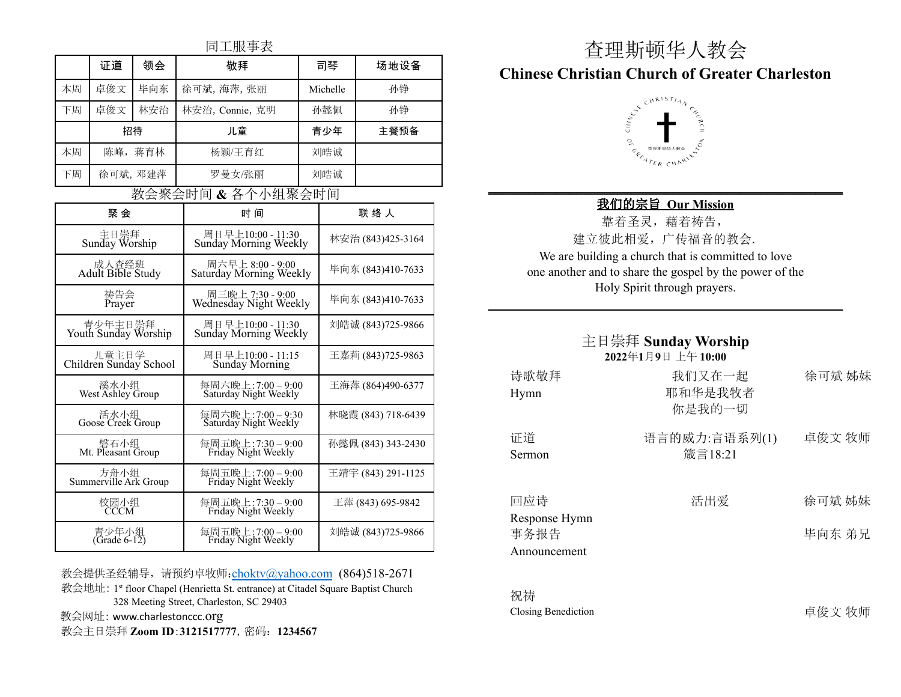## 同工服事表

| | 证道 | 领会 | 敬拜 | 司琴 | 场地设备 |
|---|---|---|---|---|---|
| 本周 | 卓俊文 | 毕向东 | 徐可斌, 海萍, 张丽 | Michelle | 孙铮 |
| 下周 | 卓俊文 | 林安治 | 林安治, Connie, 克明 | 孙懿佩 | 孙铮 |
| | 招待 | | 儿童 | 青少年 | 主餐预备 |
| 本周 | 陈峰，蒋育林 | | 杨颖/王育红 | 刘皓诚 | |
| 下周 | 徐可斌, 邓建萍 | | 罗曼女/张丽 | 刘皓诚 | |

## 教会聚会时间 & 各个小组聚会时间

| 聚 会 | 时 间 | 联 络 人 |
|---|---|---|
| 主日崇拜 Sunday Worship | 周日早上10:00 - 11:30 Sunday Morning Weekly | 林安治 (843)425-3164 |
| 成人查经班 Adult Bible Study | 周六早上 8:00 - 9:00 Saturday Morning Weekly | 毕向东 (843)410-7633 |
| 祷告会 Prayer | 周三晚上7:30 - 9:00 Wednesday Night Weekly | 毕向东 (843)410-7633 |
| 青少年主日崇拜 Youth Sunday Worship | 周日早上10:00 - 11:30 Sunday Morning Weekly | 刘皓诚 (843)725-9866 |
| 儿童主日学 Children Sunday School | 周日早上10:00 - 11:15 Sunday Morning | 王嘉莉 (843)725-9863 |
| 溪水小组 West Ashley Group | 每周六晚上:7:00 – 9:00 Saturday Night Weekly | 王海萍 (864)490-6377 |
| 活水小组 Goose Creek Group | 每周六晚上:7:00 – 9:30 Saturday Night Weekly | 林晓霞 (843) 718-6439 |
| 磐石小组 Mt. Pleasant Group | 每周五晚上:7:30 – 9:00 Friday Night Weekly | 孙懿佩 (843) 343-2430 |
| 方舟小组 Summerville Ark Group | 每周五晚上:7:00 – 9:00 Friday Night Weekly | 王靖宇 (843) 291-1125 |
| 校园小组 CCCM | 每周五晚上:7:30 – 9:00 Friday Night Weekly | 王萍 (843) 695-9842 |
| 青少年小组 (Grade 6-12) | 每周五晚上:7:00 – 9:00 Friday Night Weekly | 刘皓诚 (843)725-9866 |

教会提供圣经辅导，请预约卓牧师:choktv@yahoo.com (864)518-2671

教会地址: 1st floor Chapel (Henrietta St. entrance) at Citadel Square Baptist Church 328 Meeting Street, Charleston, SC 29403

教会网址: www.charlestonccc.org

教会主日崇拜 **Zoom ID**:**3121517777**, 密码: **1234567**

# 查理斯顿华人教会

# Chinese Christian Church of Greater Charleston

## 我们的宗旨 Our Mission

靠着圣灵，藉着祷告，
建立彼此相爱，广传福音的教会.

We are building a church that is committed to love one another and to share the gospel by the power of the Holy Spirit through prayers.

## 主日崇拜 Sunday Worship

**2022年1月9日 上午 10:00**

| | | |
|---|---|---|
| 诗歌敬拜 Hymn | 我们又在一起 耶和华是我牧者 你是我的一切 | 徐可斌 姊妹 |
| 证道 Sermon | 语言的威力:言语系列(1) 箴言18:21 | 卓俊文 牧师 |
| 回应诗 Response Hymn | 活出爱 | 徐可斌 姊妹 |
| 事务报告 Announcement | | 毕向东 弟兄 |
| 祝祷 Closing Benediction | | 卓俊文 牧师 |